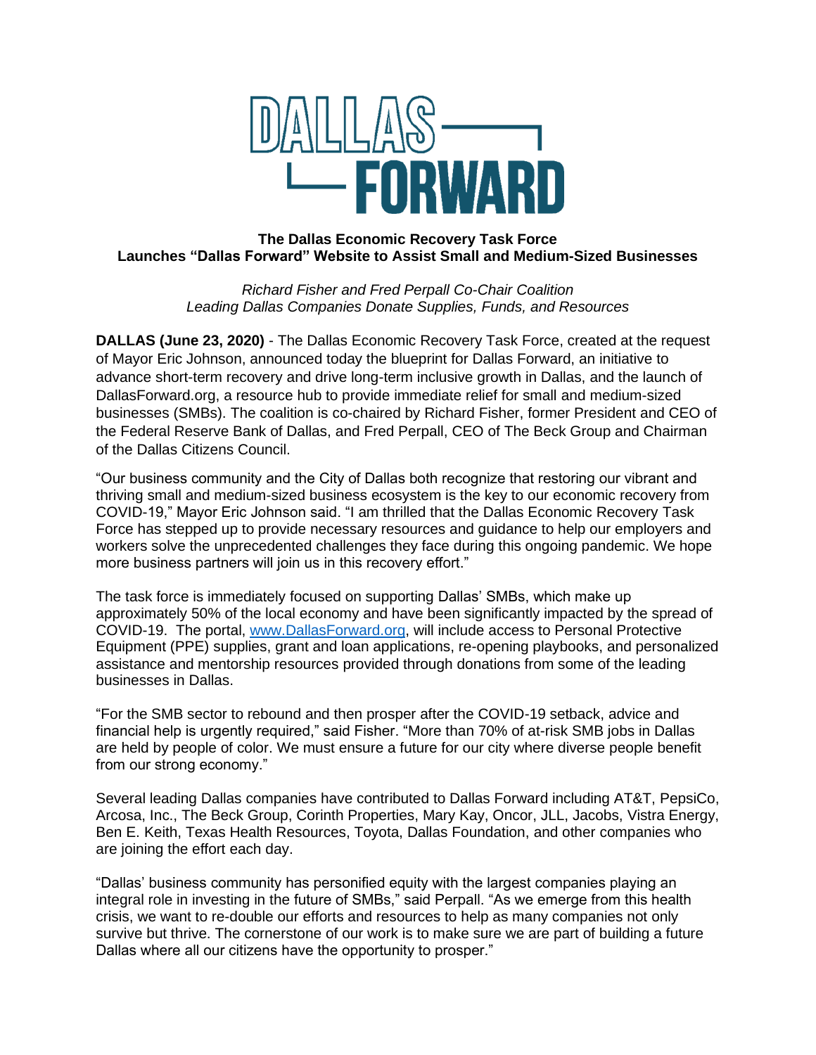DALLAS FORWARD

**The Dallas Economic Recovery Task Force**
**Launches "Dallas Forward" Website to Assist Small and Medium-Sized Businesses**

*Richard Fisher and Fred Perpall Co-Chair Coalition*
*Leading Dallas Companies Donate Supplies, Funds, and Resources*

**DALLAS (June 23, 2020)** - The Dallas Economic Recovery Task Force, created at the request of Mayor Eric Johnson, announced today the blueprint for Dallas Forward, an initiative to advance short-term recovery and drive long-term inclusive growth in Dallas, and the launch of DallasForward.org, a resource hub to provide immediate relief for small and medium-sized businesses (SMBs). The coalition is co-chaired by Richard Fisher, former President and CEO of the Federal Reserve Bank of Dallas, and Fred Perpall, CEO of The Beck Group and Chairman of the Dallas Citizens Council.

"Our business community and the City of Dallas both recognize that restoring our vibrant and thriving small and medium-sized business ecosystem is the key to our economic recovery from COVID-19," Mayor Eric Johnson said. "I am thrilled that the Dallas Economic Recovery Task Force has stepped up to provide necessary resources and guidance to help our employers and workers solve the unprecedented challenges they face during this ongoing pandemic. We hope more business partners will join us in this recovery effort."

The task force is immediately focused on supporting Dallas' SMBs, which make up approximately 50% of the local economy and have been significantly impacted by the spread of COVID-19. The portal, [www.DallasForward.org](www.DallasForward.org), will include access to Personal Protective Equipment (PPE) supplies, grant and loan applications, re-opening playbooks, and personalized assistance and mentorship resources provided through donations from some of the leading businesses in Dallas.

"For the SMB sector to rebound and then prosper after the COVID-19 setback, advice and financial help is urgently required," said Fisher. "More than 70% of at-risk SMB jobs in Dallas are held by people of color. We must ensure a future for our city where diverse people benefit from our strong economy."

Several leading Dallas companies have contributed to Dallas Forward including AT&T, PepsiCo, Arcosa, Inc., The Beck Group, Corinth Properties, Mary Kay, Oncor, JLL, Jacobs, Vistra Energy, Ben E. Keith, Texas Health Resources, Toyota, Dallas Foundation, and other companies who are joining the effort each day.

"Dallas' business community has personified equity with the largest companies playing an integral role in investing in the future of SMBs," said Perpall. "As we emerge from this health crisis, we want to re-double our efforts and resources to help as many companies not only survive but thrive. The cornerstone of our work is to make sure we are part of building a future Dallas where all our citizens have the opportunity to prosper."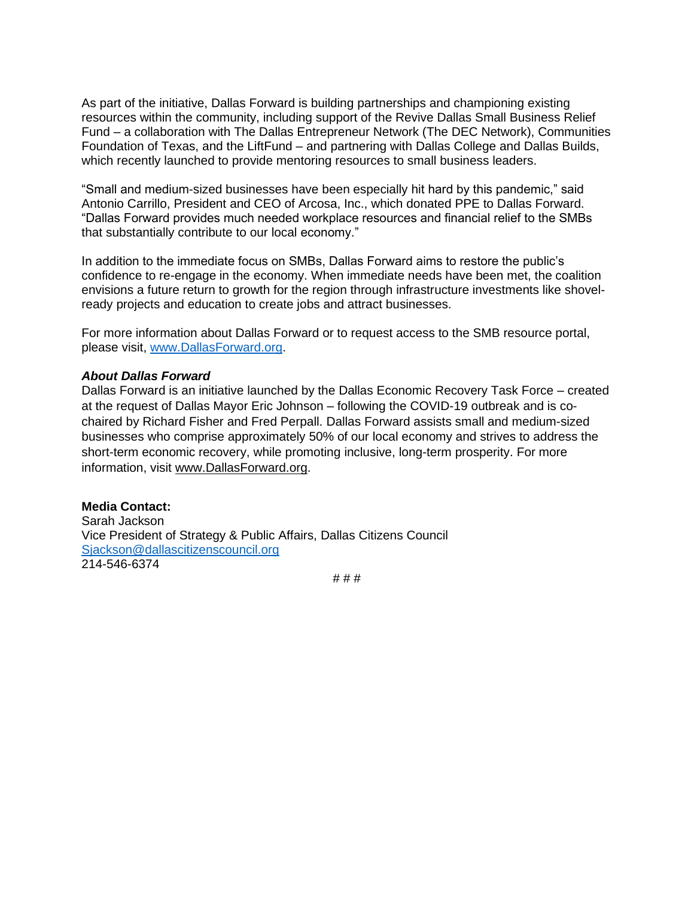As part of the initiative, Dallas Forward is building partnerships and championing existing resources within the community, including support of the Revive Dallas Small Business Relief Fund – a collaboration with The Dallas Entrepreneur Network (The DEC Network), Communities Foundation of Texas, and the LiftFund – and partnering with Dallas College and Dallas Builds, which recently launched to provide mentoring resources to small business leaders.

"Small and medium-sized businesses have been especially hit hard by this pandemic," said Antonio Carrillo, President and CEO of Arcosa, Inc., which donated PPE to Dallas Forward. "Dallas Forward provides much needed workplace resources and financial relief to the SMBs that substantially contribute to our local economy."

In addition to the immediate focus on SMBs, Dallas Forward aims to restore the public's confidence to re-engage in the economy. When immediate needs have been met, the coalition envisions a future return to growth for the region through infrastructure investments like shovel-ready projects and education to create jobs and attract businesses.

For more information about Dallas Forward or to request access to the SMB resource portal, please visit, [www.DallasForward.org](http://www.DallasForward.org).

***About Dallas Forward***

Dallas Forward is an initiative launched by the Dallas Economic Recovery Task Force – created at the request of Dallas Mayor Eric Johnson – following the COVID-19 outbreak and is co-chaired by Richard Fisher and Fred Perpall. Dallas Forward assists small and medium-sized businesses who comprise approximately 50% of our local economy and strives to address the short-term economic recovery, while promoting inclusive, long-term prosperity. For more information, visit www.DallasForward.org.

**Media Contact:**
Sarah Jackson
Vice President of Strategy & Public Affairs, Dallas Citizens Council
[Sjackson@dallascitizenscouncil.org](mailto:Sjackson@dallascitizenscouncil.org)
214-546-6374

# # #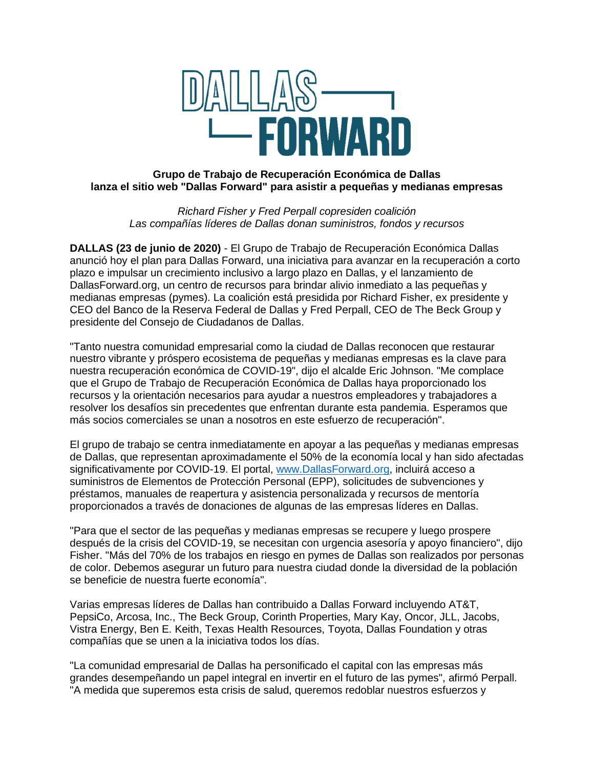**Grupo de Trabajo de Recuperación Económica de Dallas**
**lanza el sitio web "Dallas Forward" para asistir a pequeñas y medianas empresas**

*Richard Fisher y Fred Perpall copresiden coalición*
*Las compañías líderes de Dallas donan suministros, fondos y recursos*

**DALLAS (23 de junio de 2020)** - El Grupo de Trabajo de Recuperación Económica Dallas anunció hoy el plan para Dallas Forward, una iniciativa para avanzar en la recuperación a corto plazo e impulsar un crecimiento inclusivo a largo plazo en Dallas, y el lanzamiento de DallasForward.org, un centro de recursos para brindar alivio inmediato a las pequeñas y medianas empresas (pymes). La coalición está presidida por Richard Fisher, ex presidente y CEO del Banco de la Reserva Federal de Dallas y Fred Perpall, CEO de The Beck Group y presidente del Consejo de Ciudadanos de Dallas.

"Tanto nuestra comunidad empresarial como la ciudad de Dallas reconocen que restaurar nuestro vibrante y próspero ecosistema de pequeñas y medianas empresas es la clave para nuestra recuperación económica de COVID-19", dijo el alcalde Eric Johnson. "Me complace que el Grupo de Trabajo de Recuperación Económica de Dallas haya proporcionado los recursos y la orientación necesarios para ayudar a nuestros empleadores y trabajadores a resolver los desafíos sin precedentes que enfrentan durante esta pandemia. Esperamos que más socios comerciales se unan a nosotros en este esfuerzo de recuperación".

El grupo de trabajo se centra inmediatamente en apoyar a las pequeñas y medianas empresas de Dallas, que representan aproximadamente el 50% de la economía local y han sido afectadas significativamente por COVID-19. El portal, [www.DallasForward.org](http://www.DallasForward.org), incluirá acceso a suministros de Elementos de Protección Personal (EPP), solicitudes de subvenciones y préstamos, manuales de reapertura y asistencia personalizada y recursos de mentoría proporcionados a través de donaciones de algunas de las empresas líderes en Dallas.

"Para que el sector de las pequeñas y medianas empresas se recupere y luego prospere después de la crisis del COVID-19, se necesitan con urgencia asesoría y apoyo financiero", dijo Fisher. "Más del 70% de los trabajos en riesgo en pymes de Dallas son realizados por personas de color. Debemos asegurar un futuro para nuestra ciudad donde la diversidad de la población se beneficie de nuestra fuerte economía".

Varias empresas líderes de Dallas han contribuido a Dallas Forward incluyendo AT&T, PepsiCo, Arcosa, Inc., The Beck Group, Corinth Properties, Mary Kay, Oncor, JLL, Jacobs, Vistra Energy, Ben E. Keith, Texas Health Resources, Toyota, Dallas Foundation y otras compañías que se unen a la iniciativa todos los días.

"La comunidad empresarial de Dallas ha personificado el capital con las empresas más grandes desempeñando un papel integral en invertir en el futuro de las pymes", afirmó Perpall. "A medida que superemos esta crisis de salud, queremos redoblar nuestros esfuerzos y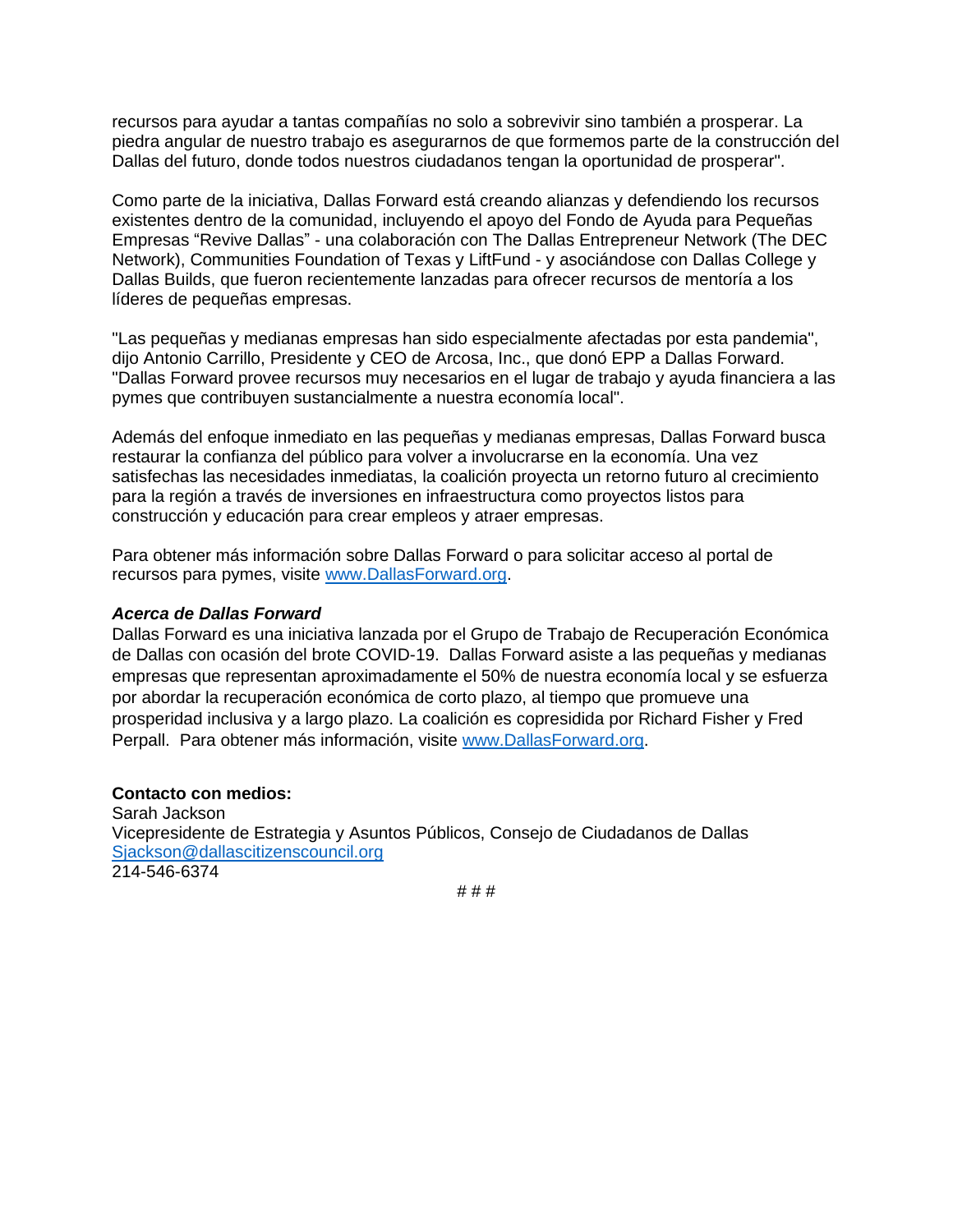recursos para ayudar a tantas compañías no solo a sobrevivir sino también a prosperar. La piedra angular de nuestro trabajo es asegurarnos de que formemos parte de la construcción del Dallas del futuro, donde todos nuestros ciudadanos tengan la oportunidad de prosperar".

Como parte de la iniciativa, Dallas Forward está creando alianzas y defendiendo los recursos existentes dentro de la comunidad, incluyendo el apoyo del Fondo de Ayuda para Pequeñas Empresas "Revive Dallas" - una colaboración con The Dallas Entrepreneur Network (The DEC Network), Communities Foundation of Texas y LiftFund - y asociándose con Dallas College y Dallas Builds, que fueron recientemente lanzadas para ofrecer recursos de mentoría a los líderes de pequeñas empresas.

"Las pequeñas y medianas empresas han sido especialmente afectadas por esta pandemia", dijo Antonio Carrillo, Presidente y CEO de Arcosa, Inc., que donó EPP a Dallas Forward. "Dallas Forward provee recursos muy necesarios en el lugar de trabajo y ayuda financiera a las pymes que contribuyen sustancialmente a nuestra economía local".

Además del enfoque inmediato en las pequeñas y medianas empresas, Dallas Forward busca restaurar la confianza del público para volver a involucrarse en la economía. Una vez satisfechas las necesidades inmediatas, la coalición proyecta un retorno futuro al crecimiento para la región a través de inversiones en infraestructura como proyectos listos para construcción y educación para crear empleos y atraer empresas.

Para obtener más información sobre Dallas Forward o para solicitar acceso al portal de recursos para pymes, visite www.DallasForward.org.

***Acerca de Dallas Forward***

Dallas Forward es una iniciativa lanzada por el Grupo de Trabajo de Recuperación Económica de Dallas con ocasión del brote COVID-19. Dallas Forward asiste a las pequeñas y medianas empresas que representan aproximadamente el 50% de nuestra economía local y se esfuerza por abordar la recuperación económica de corto plazo, al tiempo que promueve una prosperidad inclusiva y a largo plazo. La coalición es copresidida por Richard Fisher y Fred Perpall. Para obtener más información, visite www.DallasForward.org.

**Contacto con medios:**
Sarah Jackson
Vicepresidente de Estrategia y Asuntos Públicos, Consejo de Ciudadanos de Dallas
Sjackson@dallascitizenscouncil.org
214-546-6374

# # #